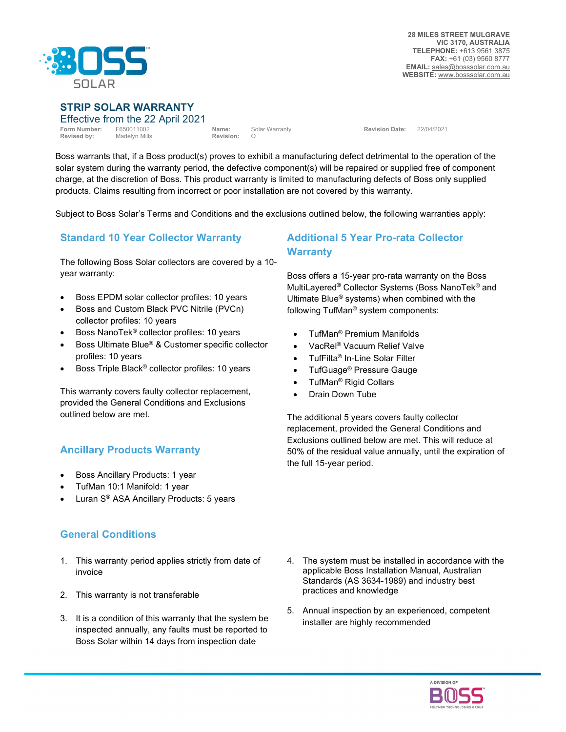28 MILES STREET MULGRAVE
VIC 3170, AUSTRALIA
**TELEPHONE:** +613 9561 3875
**FAX:** +61 (03) 9560 8777
**EMAIL:** sales@bosssolar.com.au
**WEBSITE:** www.bosssolar.com.au

# STRIP SOLAR WARRANTY

## Effective from the 22 April 2021

| Form Number: | F650011002 | Name: | Solar Warranty | Revision Date: | 22/04/2021 |
|---|---|---|---|---|---|
| Revised by: | Madelyn Mills | Revision: | O | | |

Boss warrants that, if a Boss product(s) proves to exhibit a manufacturing defect detrimental to the operation of the solar system during the warranty period, the defective component(s) will be repaired or supplied free of component charge, at the discretion of Boss. This product warranty is limited to manufacturing defects of Boss only supplied products. Claims resulting from incorrect or poor installation are not covered by this warranty.

Subject to Boss Solar's Terms and Conditions and the exclusions outlined below, the following warranties apply:

### Standard 10 Year Collector Warranty

The following Boss Solar collectors are covered by a 10-year warranty:

- Boss EPDM solar collector profiles: 10 years
- Boss and Custom Black PVC Nitrile (PVCn) collector profiles: 10 years
- Boss NanoTek® collector profiles: 10 years
- Boss Ultimate Blue® & Customer specific collector profiles: 10 years
- Boss Triple Black® collector profiles: 10 years

This warranty covers faulty collector replacement, provided the General Conditions and Exclusions outlined below are met.

### Ancillary Products Warranty

- Boss Ancillary Products: 1 year
- TufMan 10:1 Manifold: 1 year
- Luran S® ASA Ancillary Products: 5 years

### Additional 5 Year Pro-rata Collector Warranty

Boss offers a 15-year pro-rata warranty on the Boss MultiLayered® Collector Systems (Boss NanoTek® and Ultimate Blue® systems) when combined with the following TufMan® system components:

- TufMan® Premium Manifolds
- VacRel® Vacuum Relief Valve
- TufFilta® In-Line Solar Filter
- TufGuage® Pressure Gauge
- TufMan® Rigid Collars
- Drain Down Tube

The additional 5 years covers faulty collector replacement, provided the General Conditions and Exclusions outlined below are met. This will reduce at 50% of the residual value annually, until the expiration of the full 15-year period.

### General Conditions

1. This warranty period applies strictly from date of invoice
2. This warranty is not transferable
3. It is a condition of this warranty that the system be inspected annually, any faults must be reported to Boss Solar within 14 days from inspection date
4. The system must be installed in accordance with the applicable Boss Installation Manual, Australian Standards (AS 3634-1989) and industry best practices and knowledge
5. Annual inspection by an experienced, competent installer are highly recommended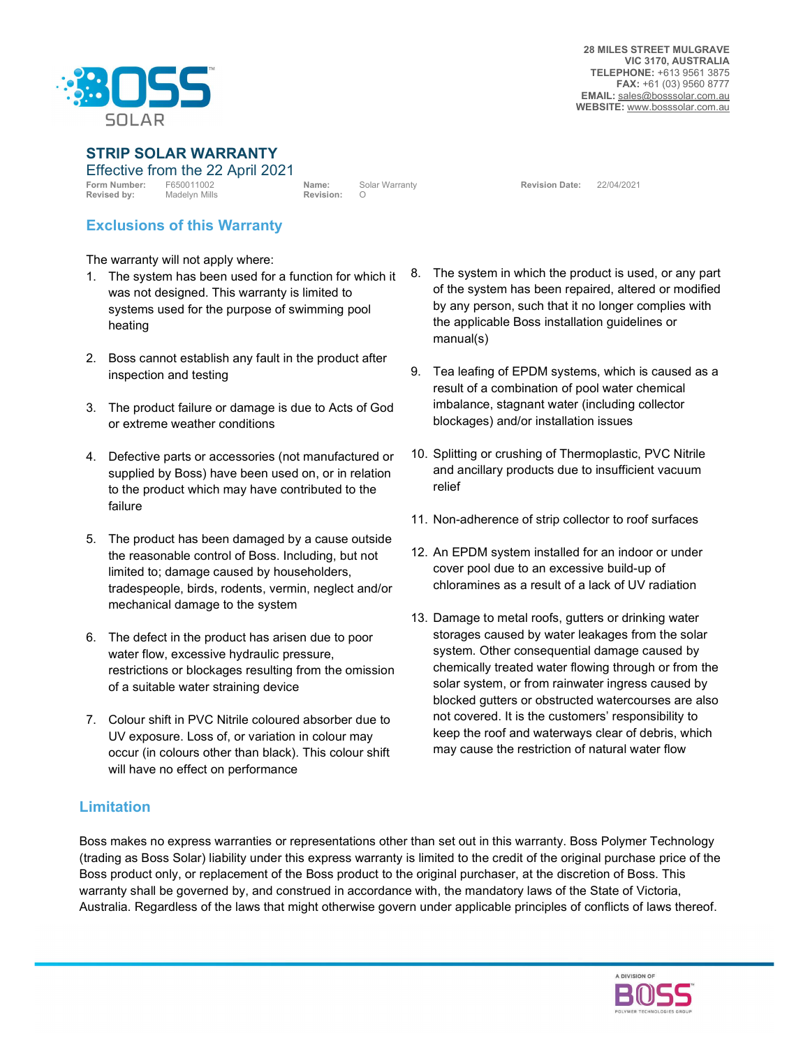28 MILES STREET MULGRAVE
VIC 3170, AUSTRALIA
**TELEPHONE:** +613 9561 3875
**FAX:** +61 (03) 9560 8777
**EMAIL:** sales@bosssolar.com.au
**WEBSITE:** www.bosssolar.com.au

# STRIP SOLAR WARRANTY

Effective from the 22 April 2021

**Form Number:** F650011002 **Name:** Solar Warranty **Revision Date:** 22/04/2021
**Revised by:** Madelyn Mills **Revision:** O

## Exclusions of this Warranty

The warranty will not apply where:

1. The system has been used for a function for which it was not designed. This warranty is limited to systems used for the purpose of swimming pool heating
2. Boss cannot establish any fault in the product after inspection and testing
3. The product failure or damage is due to Acts of God or extreme weather conditions
4. Defective parts or accessories (not manufactured or supplied by Boss) have been used on, or in relation to the product which may have contributed to the failure
5. The product has been damaged by a cause outside the reasonable control of Boss. Including, but not limited to; damage caused by householders, tradespeople, birds, rodents, vermin, neglect and/or mechanical damage to the system
6. The defect in the product has arisen due to poor water flow, excessive hydraulic pressure, restrictions or blockages resulting from the omission of a suitable water straining device
7. Colour shift in PVC Nitrile coloured absorber due to UV exposure. Loss of, or variation in colour may occur (in colours other than black). This colour shift will have no effect on performance
8. The system in which the product is used, or any part of the system has been repaired, altered or modified by any person, such that it no longer complies with the applicable Boss installation guidelines or manual(s)
9. Tea leafing of EPDM systems, which is caused as a result of a combination of pool water chemical imbalance, stagnant water (including collector blockages) and/or installation issues
10. Splitting or crushing of Thermoplastic, PVC Nitrile and ancillary products due to insufficient vacuum relief
11. Non-adherence of strip collector to roof surfaces
12. An EPDM system installed for an indoor or under cover pool due to an excessive build-up of chloramines as a result of a lack of UV radiation
13. Damage to metal roofs, gutters or drinking water storages caused by water leakages from the solar system. Other consequential damage caused by chemically treated water flowing through or from the solar system, or from rainwater ingress caused by blocked gutters or obstructed watercourses are also not covered. It is the customers' responsibility to keep the roof and waterways clear of debris, which may cause the restriction of natural water flow

## Limitation

Boss makes no express warranties or representations other than set out in this warranty. Boss Polymer Technology (trading as Boss Solar) liability under this express warranty is limited to the credit of the original purchase price of the Boss product only, or replacement of the Boss product to the original purchaser, at the discretion of Boss. This warranty shall be governed by, and construed in accordance with, the mandatory laws of the State of Victoria, Australia. Regardless of the laws that might otherwise govern under applicable principles of conflicts of laws thereof.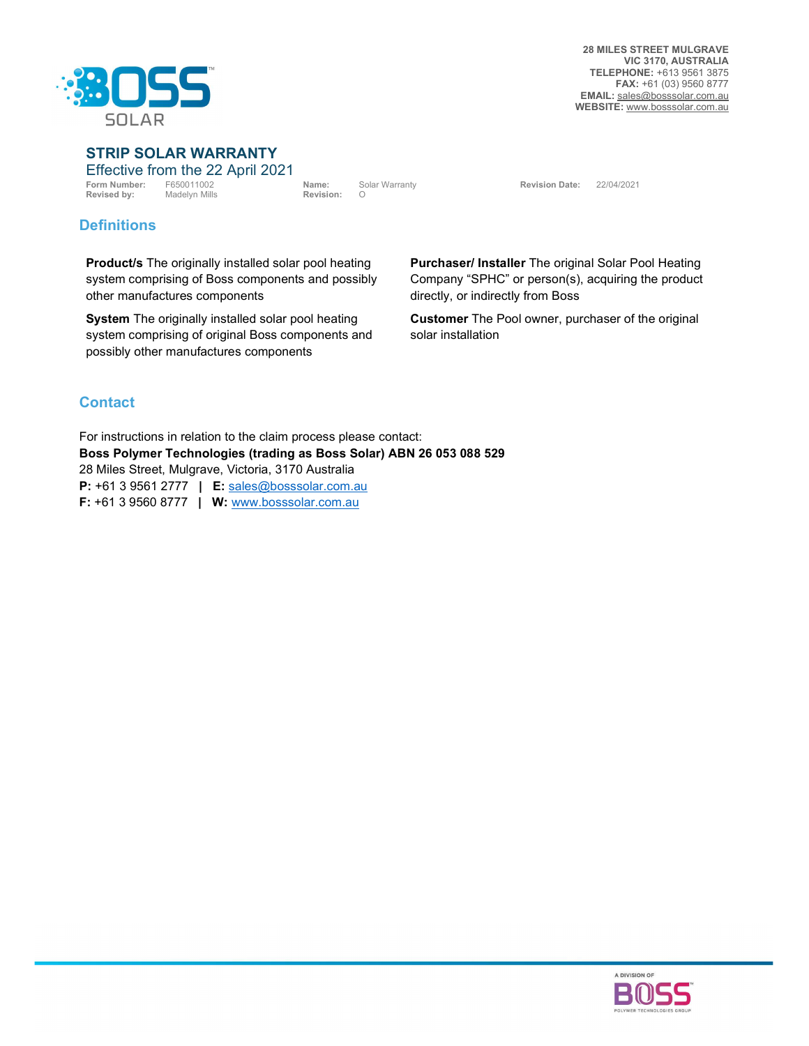# STRIP SOLAR WARRANTY

Effective from the 22 April 2021

| | | | | | |
|---|---|---|---|---|---|
| **Form Number:** | F650011002 | **Name:** | Solar Warranty | **Revision Date:** | 22/04/2021 |
| **Revised by:** | Madelyn Mills | **Revision:** | O | | |

## Definitions

**Product/s** The originally installed solar pool heating system comprising of Boss components and possibly other manufactures components

**System** The originally installed solar pool heating system comprising of original Boss components and possibly other manufactures components

**Purchaser/ Installer** The original Solar Pool Heating Company "SPHC" or person(s), acquiring the product directly, or indirectly from Boss

**Customer** The Pool owner, purchaser of the original solar installation

## Contact

For instructions in relation to the claim process please contact:

**Boss Polymer Technologies (trading as Boss Solar) ABN 26 053 088 529**

28 Miles Street, Mulgrave, Victoria, 3170 Australia

**P:** +61 3 9561 2777 | **E:** sales@bosssolar.com.au

**F:** +61 3 9560 8777 | **W:** www.bosssolar.com.au